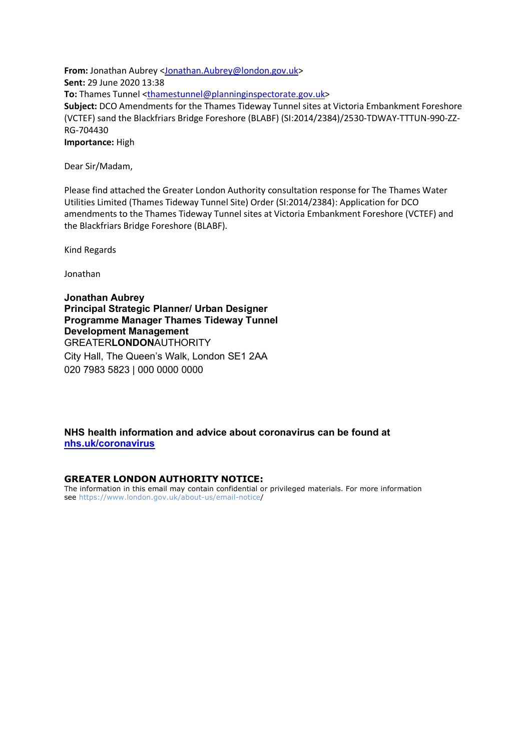**From:** Jonathan Aubrey <Jonathan.Aubrey@london.gov.uk>
**Sent:** 29 June 2020 13:38
**To:** Thames Tunnel <thamestunnel@planninginspectorate.gov.uk>
**Subject:** DCO Amendments for the Thames Tideway Tunnel sites at Victoria Embankment Foreshore (VCTEF) sand the Blackfriars Bridge Foreshore (BLABF) (SI:2014/2384)/2530-TDWAY-TTTUN-990-ZZ-RG-704430
**Importance:** High

Dear Sir/Madam,

Please find attached the Greater London Authority consultation response for The Thames Water Utilities Limited (Thames Tideway Tunnel Site) Order (SI:2014/2384): Application for DCO amendments to the Thames Tideway Tunnel sites at Victoria Embankment Foreshore (VCTEF) and the Blackfriars Bridge Foreshore (BLABF).

Kind Regards

Jonathan

**Jonathan Aubrey**
**Principal Strategic Planner/ Urban Designer**
**Programme Manager Thames Tideway Tunnel**
**Development Management**
GREATER**LONDON**AUTHORITY
City Hall, The Queen's Walk, London SE1 2AA
020 7983 5823 | 000 0000 0000

**NHS health information and advice about coronavirus can be found at nhs.uk/coronavirus**

**GREATER LONDON AUTHORITY NOTICE:**
The information in this email may contain confidential or privileged materials. For more information see https://www.london.gov.uk/about-us/email-notice/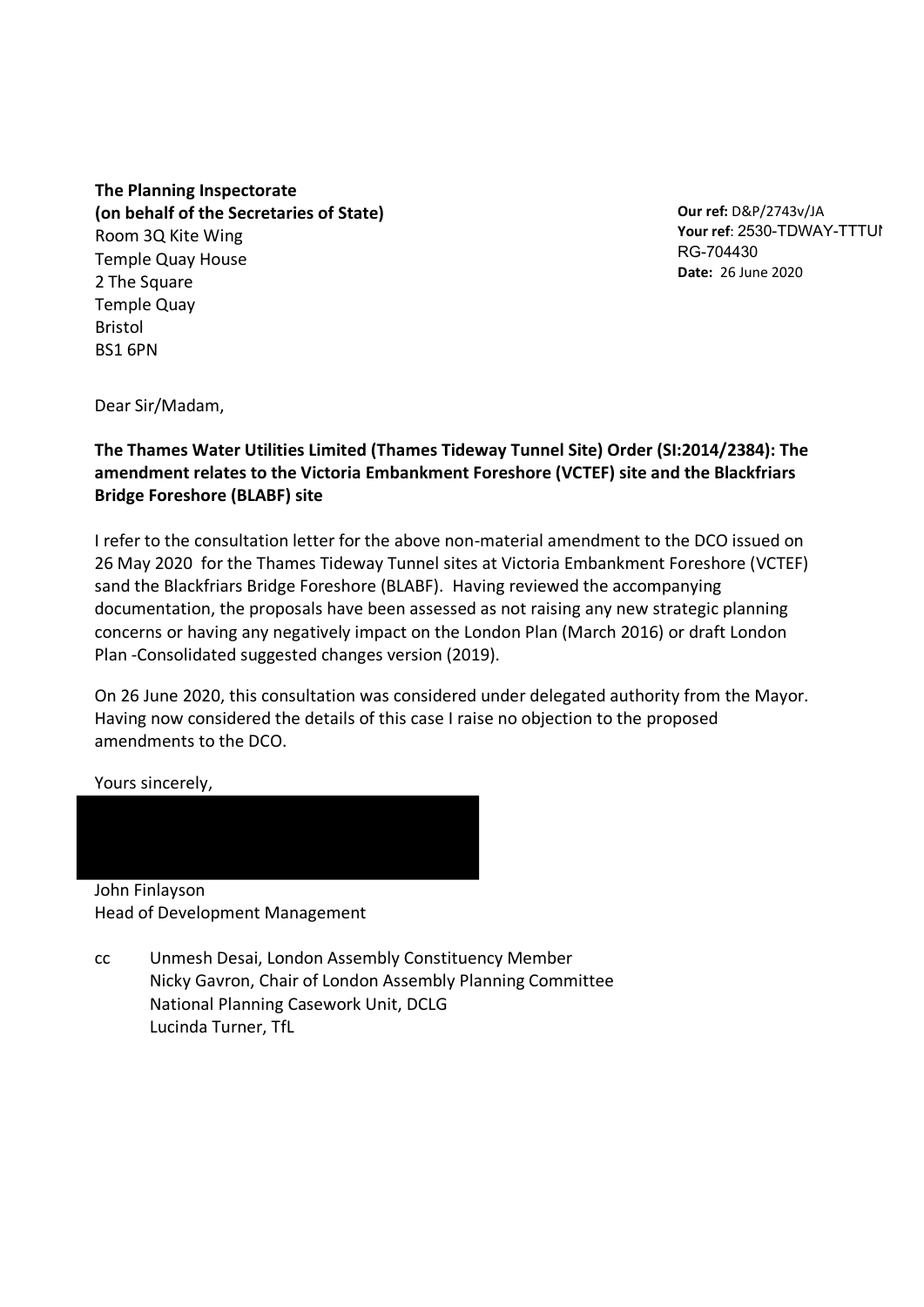**The Planning Inspectorate**
**(on behalf of the Secretaries of State)**
Room 3Q Kite Wing
Temple Quay House
2 The Square
Temple Quay
Bristol
BS1 6PN

**Our ref:** D&P/2743v/JA
**Your ref**: 2530-TDWAY-TTTUI
RG-704430
**Date:** 26 June 2020

Dear Sir/Madam,

**The Thames Water Utilities Limited (Thames Tideway Tunnel Site) Order (SI:2014/2384): The amendment relates to the Victoria Embankment Foreshore (VCTEF) site and the Blackfriars Bridge Foreshore (BLABF) site**

I refer to the consultation letter for the above non-material amendment to the DCO issued on 26 May 2020 for the Thames Tideway Tunnel sites at Victoria Embankment Foreshore (VCTEF) sand the Blackfriars Bridge Foreshore (BLABF). Having reviewed the accompanying documentation, the proposals have been assessed as not raising any new strategic planning concerns or having any negatively impact on the London Plan (March 2016) or draft London Plan -Consolidated suggested changes version (2019).

On 26 June 2020, this consultation was considered under delegated authority from the Mayor. Having now considered the details of this case I raise no objection to the proposed amendments to the DCO.

Yours sincerely,

John Finlayson
Head of Development Management

cc Unmesh Desai, London Assembly Constituency Member
Nicky Gavron, Chair of London Assembly Planning Committee
National Planning Casework Unit, DCLG
Lucinda Turner, TfL